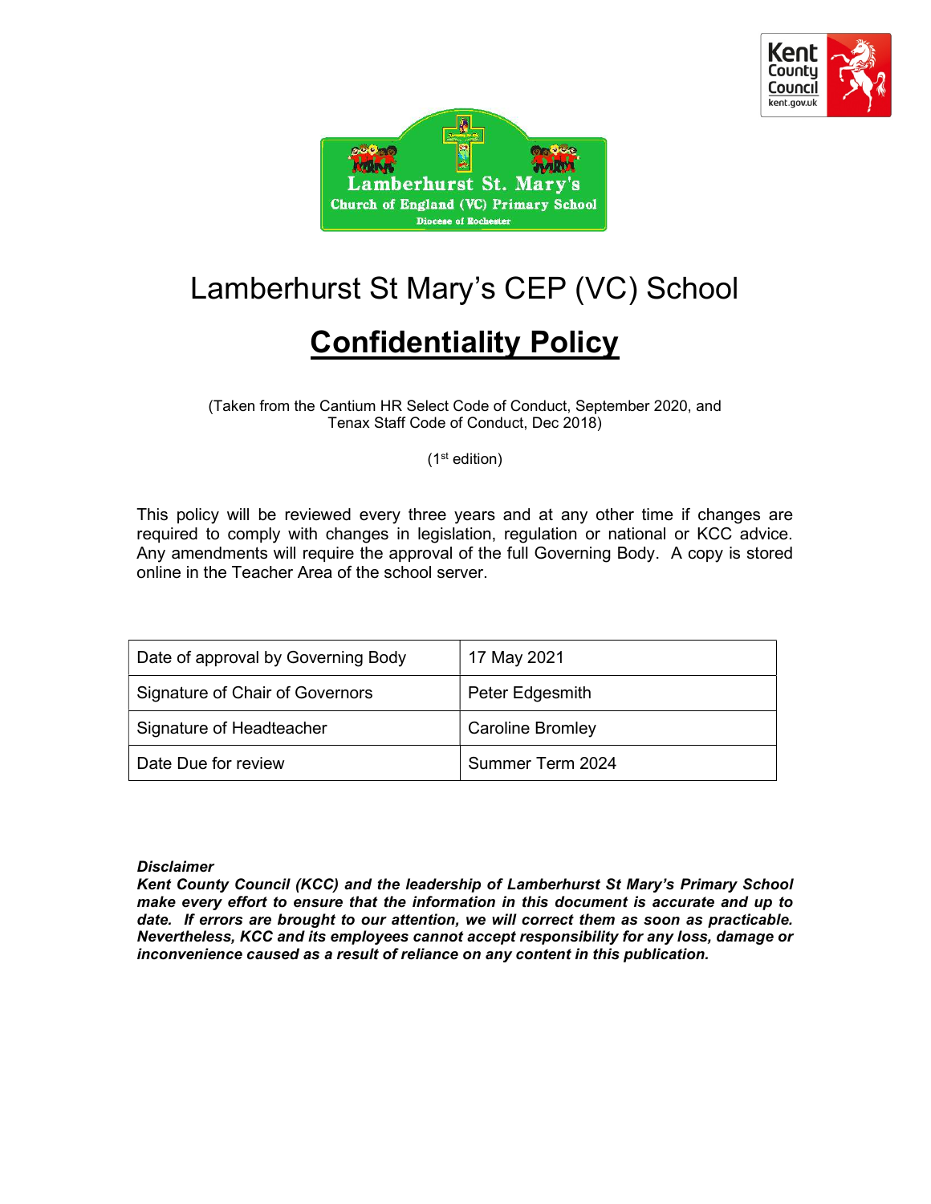# Lamberhurst St Mary's CEP (VC) School

## Confidentiality Policy

(Taken from the Cantium HR Select Code of Conduct, September 2020, and Tenax Staff Code of Conduct, Dec 2018)

(1st edition)

This policy will be reviewed every three years and at any other time if changes are required to comply with changes in legislation, regulation or national or KCC advice. Any amendments will require the approval of the full Governing Body. A copy is stored online in the Teacher Area of the school server.

| Date of approval by Governing Body | 17 May 2021 |
| --- | --- |
| Signature of Chair of Governors | Peter Edgesmith |
| Signature of Headteacher | Caroline Bromley |
| Date Due for review | Summer Term 2024 |

***Disclaimer***
***Kent County Council (KCC) and the leadership of Lamberhurst St Mary's Primary School make every effort to ensure that the information in this document is accurate and up to date. If errors are brought to our attention, we will correct them as soon as practicable. Nevertheless, KCC and its employees cannot accept responsibility for any loss, damage or inconvenience caused as a result of reliance on any content in this publication.***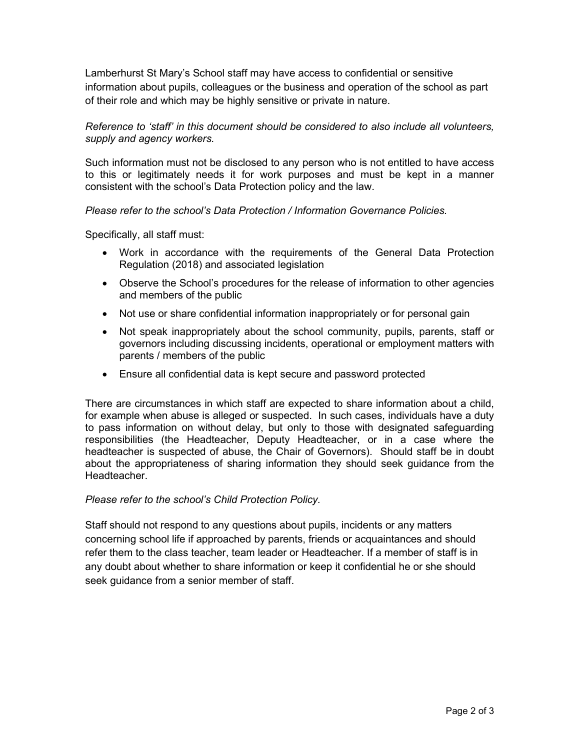Lamberhurst St Mary's School staff may have access to confidential or sensitive information about pupils, colleagues or the business and operation of the school as part of their role and which may be highly sensitive or private in nature.

*Reference to 'staff' in this document should be considered to also include all volunteers, supply and agency workers.*

Such information must not be disclosed to any person who is not entitled to have access to this or legitimately needs it for work purposes and must be kept in a manner consistent with the school's Data Protection policy and the law.

*Please refer to the school's Data Protection / Information Governance Policies.*

Specifically, all staff must:

- Work in accordance with the requirements of the General Data Protection Regulation (2018) and associated legislation
- Observe the School's procedures for the release of information to other agencies and members of the public
- Not use or share confidential information inappropriately or for personal gain
- Not speak inappropriately about the school community, pupils, parents, staff or governors including discussing incidents, operational or employment matters with parents / members of the public
- Ensure all confidential data is kept secure and password protected

There are circumstances in which staff are expected to share information about a child, for example when abuse is alleged or suspected. In such cases, individuals have a duty to pass information on without delay, but only to those with designated safeguarding responsibilities (the Headteacher, Deputy Headteacher, or in a case where the headteacher is suspected of abuse, the Chair of Governors). Should staff be in doubt about the appropriateness of sharing information they should seek guidance from the Headteacher.

*Please refer to the school's Child Protection Policy.*

Staff should not respond to any questions about pupils, incidents or any matters concerning school life if approached by parents, friends or acquaintances and should refer them to the class teacher, team leader or Headteacher. If a member of staff is in any doubt about whether to share information or keep it confidential he or she should seek guidance from a senior member of staff.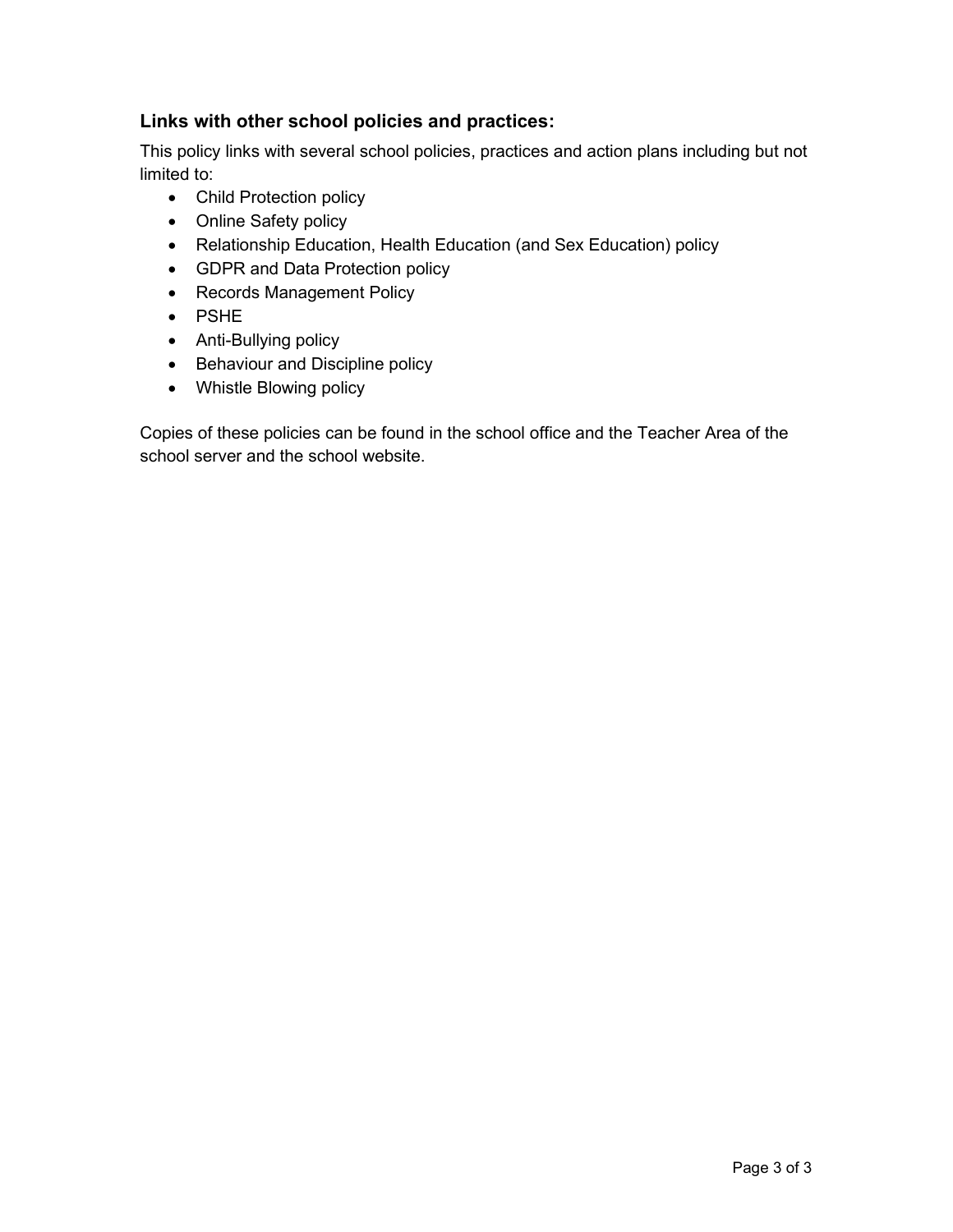### Links with other school policies and practices:

This policy links with several school policies, practices and action plans including but not limited to:

- Child Protection policy
- Online Safety policy
- Relationship Education, Health Education (and Sex Education) policy
- GDPR and Data Protection policy
- Records Management Policy
- PSHE
- Anti-Bullying policy
- Behaviour and Discipline policy
- Whistle Blowing policy

Copies of these policies can be found in the school office and the Teacher Area of the school server and the school website.